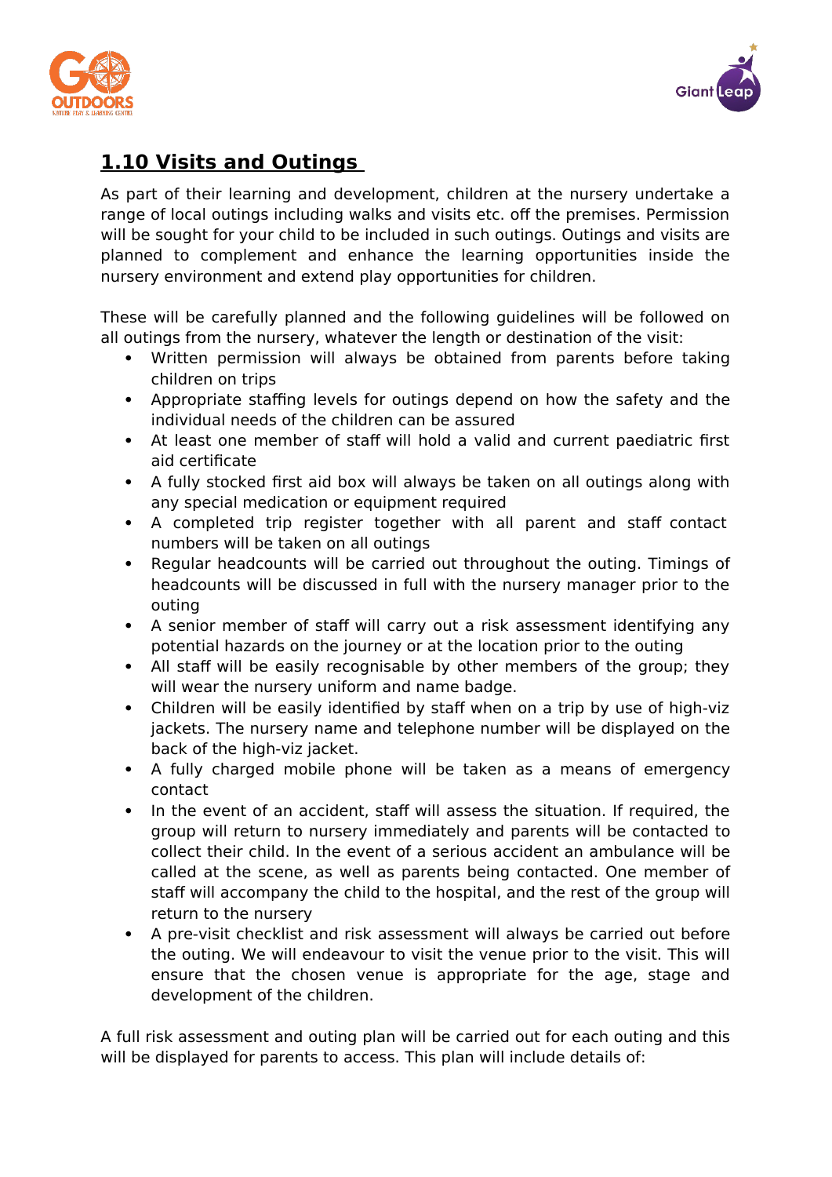## 1.10 Visits and Outings

As part of their learning and development, children at the nursery undertake a range of local outings including walks and visits etc. off the premises. Permission will be sought for your child to be included in such outings. Outings and visits are planned to complement and enhance the learning opportunities inside the nursery environment and extend play opportunities for children.

These will be carefully planned and the following guidelines will be followed on all outings from the nursery, whatever the length or destination of the visit:

- Written permission will always be obtained from parents before taking children on trips
- Appropriate staffing levels for outings depend on how the safety and the individual needs of the children can be assured
- At least one member of staff will hold a valid and current paediatric first aid certificate
- A fully stocked first aid box will always be taken on all outings along with any special medication or equipment required
- A completed trip register together with all parent and staff contact numbers will be taken on all outings
- Regular headcounts will be carried out throughout the outing. Timings of headcounts will be discussed in full with the nursery manager prior to the outing
- A senior member of staff will carry out a risk assessment identifying any potential hazards on the journey or at the location prior to the outing
- All staff will be easily recognisable by other members of the group; they will wear the nursery uniform and name badge.
- Children will be easily identified by staff when on a trip by use of high-viz jackets. The nursery name and telephone number will be displayed on the back of the high-viz jacket.
- A fully charged mobile phone will be taken as a means of emergency contact
- In the event of an accident, staff will assess the situation. If required, the group will return to nursery immediately and parents will be contacted to collect their child. In the event of a serious accident an ambulance will be called at the scene, as well as parents being contacted. One member of staff will accompany the child to the hospital, and the rest of the group will return to the nursery
- A pre-visit checklist and risk assessment will always be carried out before the outing. We will endeavour to visit the venue prior to the visit. This will ensure that the chosen venue is appropriate for the age, stage and development of the children.

A full risk assessment and outing plan will be carried out for each outing and this will be displayed for parents to access. This plan will include details of: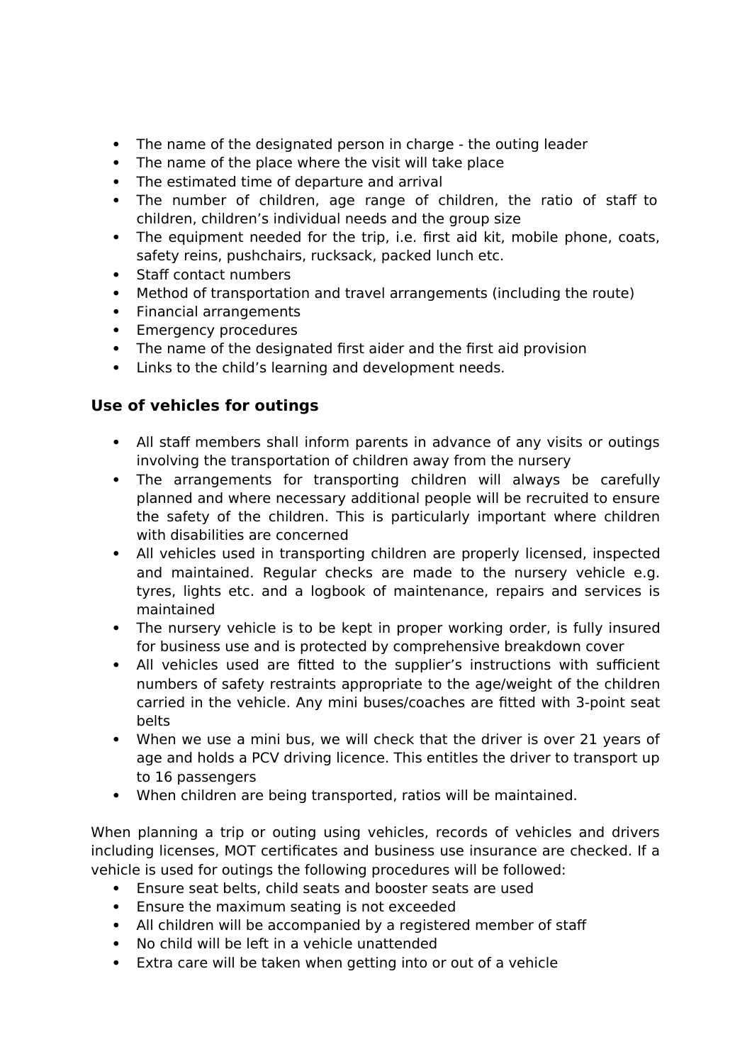- The name of the designated person in charge - the outing leader
- The name of the place where the visit will take place
- The estimated time of departure and arrival
- The number of children, age range of children, the ratio of staff to children, children's individual needs and the group size
- The equipment needed for the trip, i.e. first aid kit, mobile phone, coats, safety reins, pushchairs, rucksack, packed lunch etc.
- Staff contact numbers
- Method of transportation and travel arrangements (including the route)
- Financial arrangements
- Emergency procedures
- The name of the designated first aider and the first aid provision
- Links to the child's learning and development needs.

### Use of vehicles for outings

- All staff members shall inform parents in advance of any visits or outings involving the transportation of children away from the nursery
- The arrangements for transporting children will always be carefully planned and where necessary additional people will be recruited to ensure the safety of the children. This is particularly important where children with disabilities are concerned
- All vehicles used in transporting children are properly licensed, inspected and maintained. Regular checks are made to the nursery vehicle e.g. tyres, lights etc. and a logbook of maintenance, repairs and services is maintained
- The nursery vehicle is to be kept in proper working order, is fully insured for business use and is protected by comprehensive breakdown cover
- All vehicles used are fitted to the supplier's instructions with sufficient numbers of safety restraints appropriate to the age/weight of the children carried in the vehicle. Any mini buses/coaches are fitted with 3-point seat belts
- When we use a mini bus, we will check that the driver is over 21 years of age and holds a PCV driving licence. This entitles the driver to transport up to 16 passengers
- When children are being transported, ratios will be maintained.

When planning a trip or outing using vehicles, records of vehicles and drivers including licenses, MOT certificates and business use insurance are checked. If a vehicle is used for outings the following procedures will be followed:

- Ensure seat belts, child seats and booster seats are used
- Ensure the maximum seating is not exceeded
- All children will be accompanied by a registered member of staff
- No child will be left in a vehicle unattended
- Extra care will be taken when getting into or out of a vehicle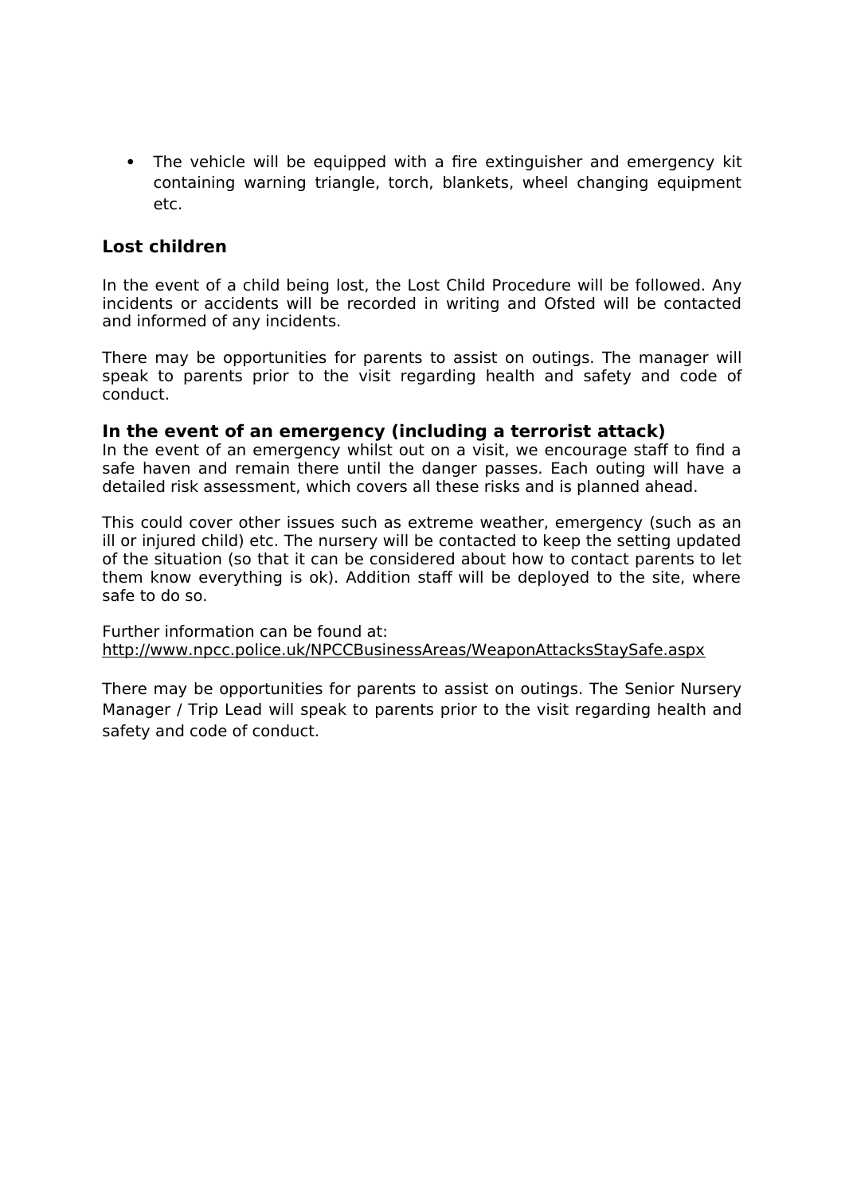- The vehicle will be equipped with a fire extinguisher and emergency kit containing warning triangle, torch, blankets, wheel changing equipment etc.

## Lost children

In the event of a child being lost, the Lost Child Procedure will be followed. Any incidents or accidents will be recorded in writing and Ofsted will be contacted and informed of any incidents.

There may be opportunities for parents to assist on outings. The manager will speak to parents prior to the visit regarding health and safety and code of conduct.

## In the event of an emergency (including a terrorist attack)

In the event of an emergency whilst out on a visit, we encourage staff to find a safe haven and remain there until the danger passes. Each outing will have a detailed risk assessment, which covers all these risks and is planned ahead.

This could cover other issues such as extreme weather, emergency (such as an ill or injured child) etc. The nursery will be contacted to keep the setting updated of the situation (so that it can be considered about how to contact parents to let them know everything is ok). Addition staff will be deployed to the site, where safe to do so.

Further information can be found at:
http://www.npcc.police.uk/NPCCBusinessAreas/WeaponAttacksStaySafe.aspx

There may be opportunities for parents to assist on outings. The Senior Nursery Manager / Trip Lead will speak to parents prior to the visit regarding health and safety and code of conduct.